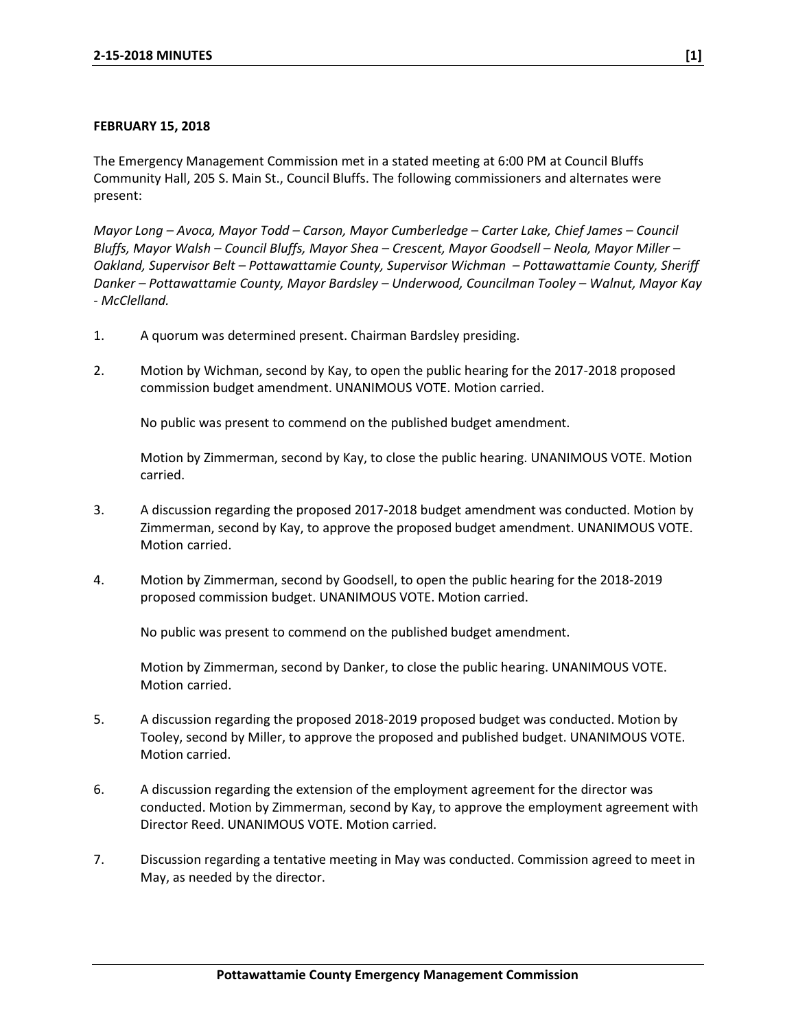**FEBRUARY 15, 2018**

The Emergency Management Commission met in a stated meeting at 6:00 PM at Council Bluffs Community Hall, 205 S. Main St., Council Bluffs. The following commissioners and alternates were present:

*Mayor Long – Avoca, Mayor Todd – Carson, Mayor Cumberledge – Carter Lake, Chief James – Council Bluffs, Mayor Walsh – Council Bluffs, Mayor Shea – Crescent, Mayor Goodsell – Neola, Mayor Miller – Oakland, Supervisor Belt – Pottawattamie County, Supervisor Wichman – Pottawattamie County, Sheriff Danker – Pottawattamie County, Mayor Bardsley – Underwood, Councilman Tooley – Walnut, Mayor Kay - McClelland.*

1. A quorum was determined present. Chairman Bardsley presiding.

2. Motion by Wichman, second by Kay, to open the public hearing for the 2017-2018 proposed commission budget amendment. UNANIMOUS VOTE. Motion carried.

   No public was present to commend on the published budget amendment.

   Motion by Zimmerman, second by Kay, to close the public hearing. UNANIMOUS VOTE. Motion carried.

3. A discussion regarding the proposed 2017-2018 budget amendment was conducted. Motion by Zimmerman, second by Kay, to approve the proposed budget amendment. UNANIMOUS VOTE. Motion carried.

4. Motion by Zimmerman, second by Goodsell, to open the public hearing for the 2018-2019 proposed commission budget. UNANIMOUS VOTE. Motion carried.

   No public was present to commend on the published budget amendment.

   Motion by Zimmerman, second by Danker, to close the public hearing. UNANIMOUS VOTE. Motion carried.

5. A discussion regarding the proposed 2018-2019 proposed budget was conducted. Motion by Tooley, second by Miller, to approve the proposed and published budget. UNANIMOUS VOTE. Motion carried.

6. A discussion regarding the extension of the employment agreement for the director was conducted. Motion by Zimmerman, second by Kay, to approve the employment agreement with Director Reed. UNANIMOUS VOTE. Motion carried.

7. Discussion regarding a tentative meeting in May was conducted. Commission agreed to meet in May, as needed by the director.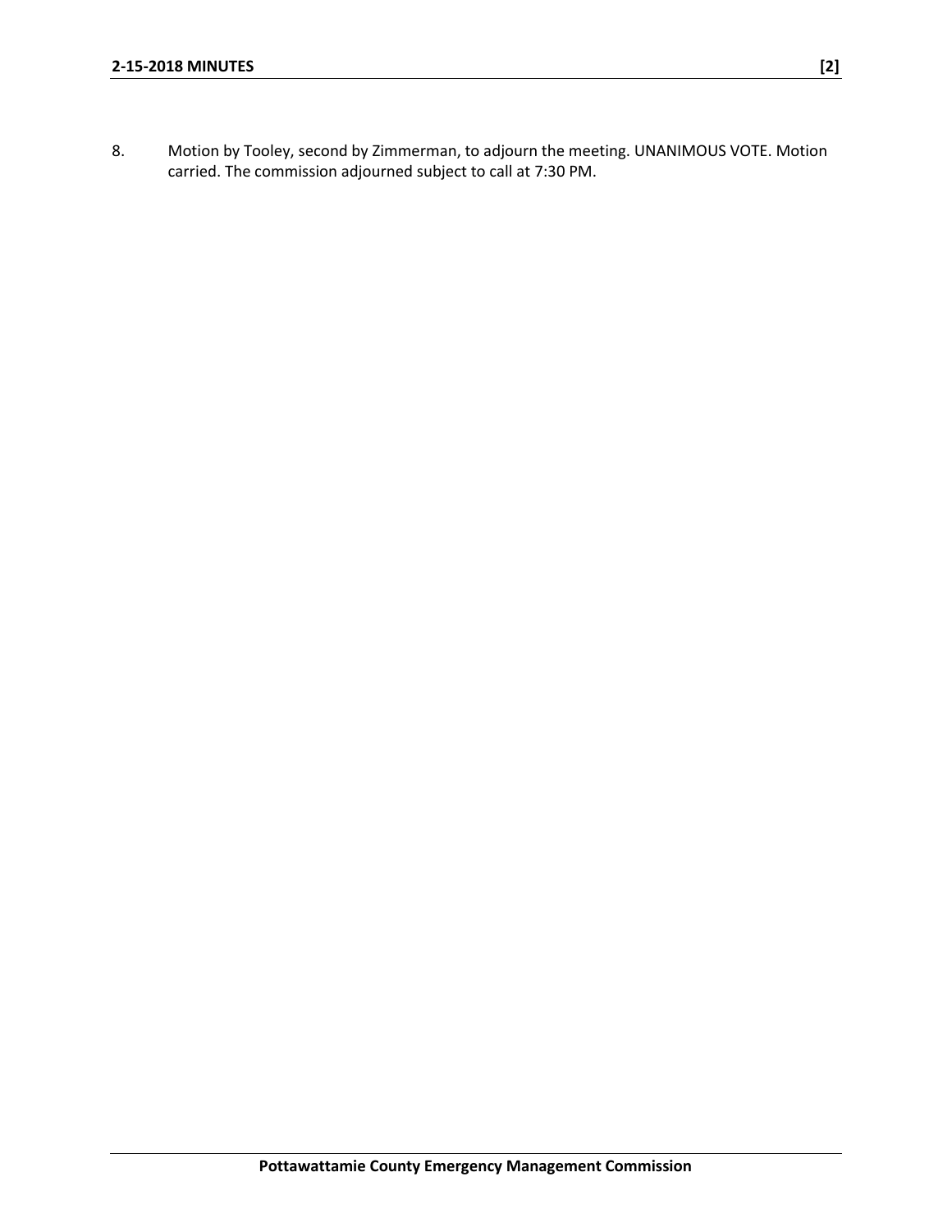8. Motion by Tooley, second by Zimmerman, to adjourn the meeting. UNANIMOUS VOTE. Motion carried. The commission adjourned subject to call at 7:30 PM.